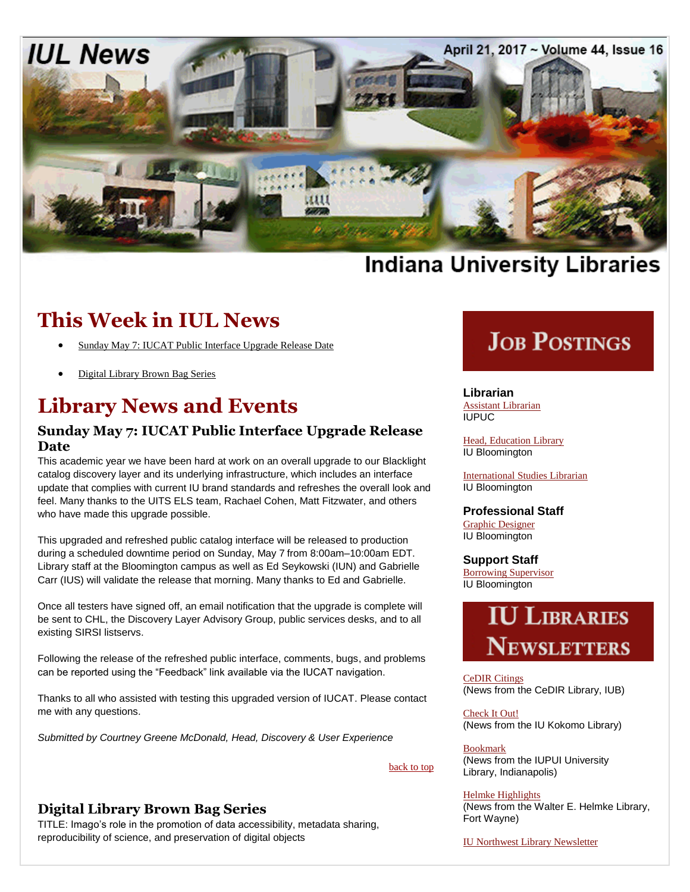# IUL News

April 21, 2017 ~ Volume 44, Issue 16

Indiana University Libraries

## This Week in IUL News

- Sunday May 7: IUCAT Public Interface Upgrade Release Date
- Digital Library Brown Bag Series

## Library News and Events

### Sunday May 7: IUCAT Public Interface Upgrade Release Date

This academic year we have been hard at work on an overall upgrade to our Blacklight catalog discovery layer and its underlying infrastructure, which includes an interface update that complies with current IU brand standards and refreshes the overall look and feel. Many thanks to the UITS ELS team, Rachael Cohen, Matt Fitzwater, and others who have made this upgrade possible.

This upgraded and refreshed public catalog interface will be released to production during a scheduled downtime period on Sunday, May 7 from 8:00am–10:00am EDT. Library staff at the Bloomington campus as well as Ed Seykowski (IUN) and Gabrielle Carr (IUS) will validate the release that morning. Many thanks to Ed and Gabrielle.

Once all testers have signed off, an email notification that the upgrade is complete will be sent to CHL, the Discovery Layer Advisory Group, public services desks, and to all existing SIRSI listservs.

Following the release of the refreshed public interface, comments, bugs, and problems can be reported using the “Feedback” link available via the IUCAT navigation.

Thanks to all who assisted with testing this upgraded version of IUCAT. Please contact me with any questions.

*Submitted by Courtney Greene McDonald, Head, Discovery & User Experience*

back to top

### Digital Library Brown Bag Series

TITLE: Imago’s role in the promotion of data accessibility, metadata sharing, reproducibility of science, and preservation of digital objects

## Job Postings

**Librarian**

Assistant Librarian
IUPUC

Head, Education Library
IU Bloomington

International Studies Librarian
IU Bloomington

**Professional Staff**

Graphic Designer
IU Bloomington

**Support Staff**

Borrowing Supervisor
IU Bloomington

## IU Libraries Newsletters

CeDIR Citings
(News from the CeDIR Library, IUB)

Check It Out!
(News from the IU Kokomo Library)

Bookmark
(News from the IUPUI University Library, Indianapolis)

Helmke Highlights
(News from the Walter E. Helmke Library, Fort Wayne)

IU Northwest Library Newsletter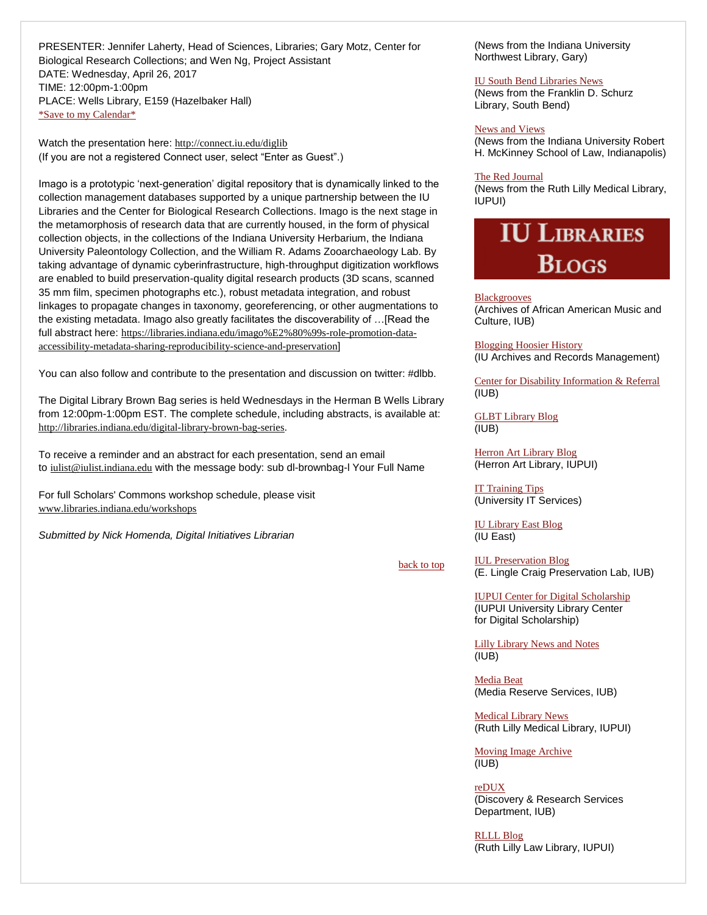PRESENTER: Jennifer Laherty, Head of Sciences, Libraries; Gary Motz, Center for Biological Research Collections; and Wen Ng, Project Assistant
DATE: Wednesday, April 26, 2017
TIME: 12:00pm-1:00pm
PLACE: Wells Library, E159 (Hazelbaker Hall)
*Save to my Calendar*

Watch the presentation here: http://connect.iu.edu/diglib
(If you are not a registered Connect user, select "Enter as Guest".)

Imago is a prototypic 'next-generation' digital repository that is dynamically linked to the collection management databases supported by a unique partnership between the IU Libraries and the Center for Biological Research Collections. Imago is the next stage in the metamorphosis of research data that are currently housed, in the form of physical collection objects, in the collections of the Indiana University Herbarium, the Indiana University Paleontology Collection, and the William R. Adams Zooarchaeology Lab. By taking advantage of dynamic cyberinfrastructure, high-throughput digitization workflows are enabled to build preservation-quality digital research products (3D scans, scanned 35 mm film, specimen photographs etc.), robust metadata integration, and robust linkages to propagate changes in taxonomy, georeferencing, or other augmentations to the existing metadata. Imago also greatly facilitates the discoverability of …[Read the full abstract here: https://libraries.indiana.edu/imago%E2%80%99s-role-promotion-data-accessibility-metadata-sharing-reproducibility-science-and-preservation]

You can also follow and contribute to the presentation and discussion on twitter: #dlbb.

The Digital Library Brown Bag series is held Wednesdays in the Herman B Wells Library from 12:00pm-1:00pm EST. The complete schedule, including abstracts, is available at: http://libraries.indiana.edu/digital-library-brown-bag-series.

To receive a reminder and an abstract for each presentation, send an email to iulist@iulist.indiana.edu with the message body: sub dl-brownbag-l Your Full Name

For full Scholars' Commons workshop schedule, please visit www.libraries.indiana.edu/workshops

*Submitted by Nick Homenda, Digital Initiatives Librarian*

back to top

(News from the Indiana University Northwest Library, Gary)

IU South Bend Libraries News
(News from the Franklin D. Schurz Library, South Bend)

News and Views
(News from the Indiana University Robert H. McKinney School of Law, Indianapolis)

The Red Journal
(News from the Ruth Lilly Medical Library, IUPUI)

## IU Libraries Blogs

Blackgrooves
(Archives of African American Music and Culture, IUB)

Blogging Hoosier History
(IU Archives and Records Management)

Center for Disability Information & Referral
(IUB)

GLBT Library Blog
(IUB)

Herron Art Library Blog
(Herron Art Library, IUPUI)

IT Training Tips
(University IT Services)

IU Library East Blog
(IU East)

IUL Preservation Blog
(E. Lingle Craig Preservation Lab, IUB)

IUPUI Center for Digital Scholarship
(IUPUI University Library Center for Digital Scholarship)

Lilly Library News and Notes
(IUB)

Media Beat
(Media Reserve Services, IUB)

Medical Library News
(Ruth Lilly Medical Library, IUPUI)

Moving Image Archive
(IUB)

reDUX
(Discovery & Research Services Department, IUB)

RLLL Blog
(Ruth Lilly Law Library, IUPUI)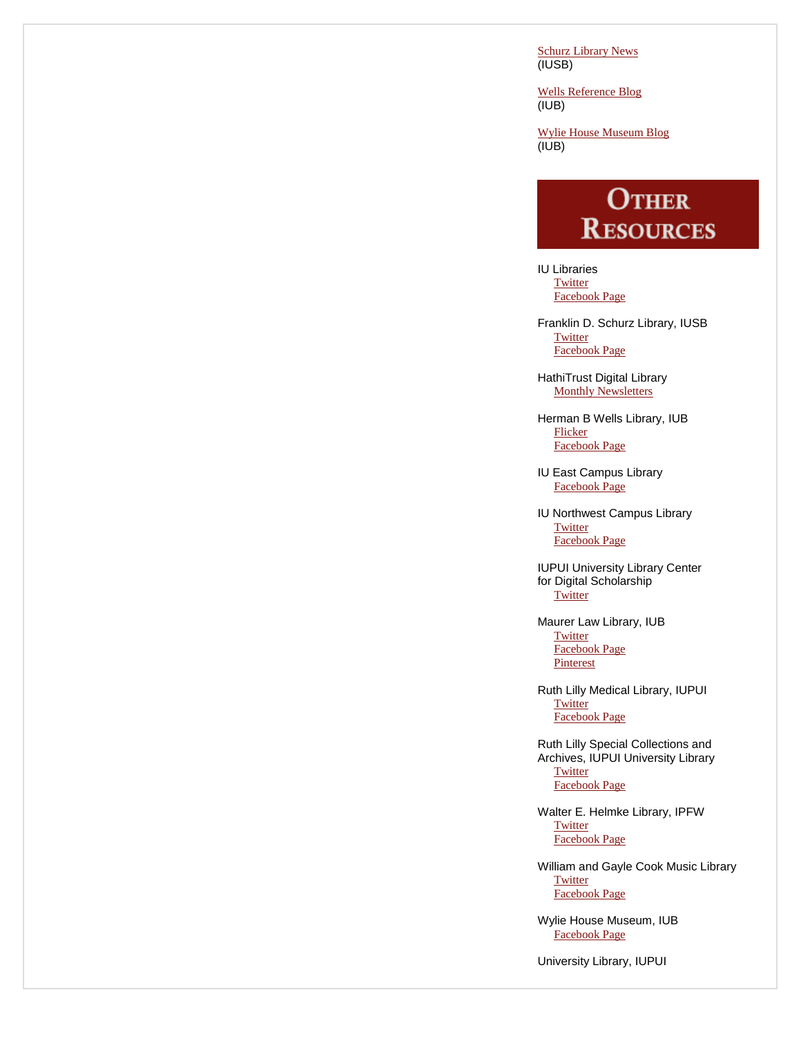Schurz Library News
(IUSB)

Wells Reference Blog
(IUB)

Wylie House Museum Blog
(IUB)

## Other Resources

IU Libraries
- Twitter
- Facebook Page

Franklin D. Schurz Library, IUSB
- Twitter
- Facebook Page

HathiTrust Digital Library
- Monthly Newsletters

Herman B Wells Library, IUB
- Flicker
- Facebook Page

IU East Campus Library
- Facebook Page

IU Northwest Campus Library
- Twitter
- Facebook Page

IUPUI University Library Center for Digital Scholarship
- Twitter

Maurer Law Library, IUB
- Twitter
- Facebook Page
- Pinterest

Ruth Lilly Medical Library, IUPUI
- Twitter
- Facebook Page

Ruth Lilly Special Collections and Archives, IUPUI University Library
- Twitter
- Facebook Page

Walter E. Helmke Library, IPFW
- Twitter
- Facebook Page

William and Gayle Cook Music Library
- Twitter
- Facebook Page

Wylie House Museum, IUB
- Facebook Page

University Library, IUPUI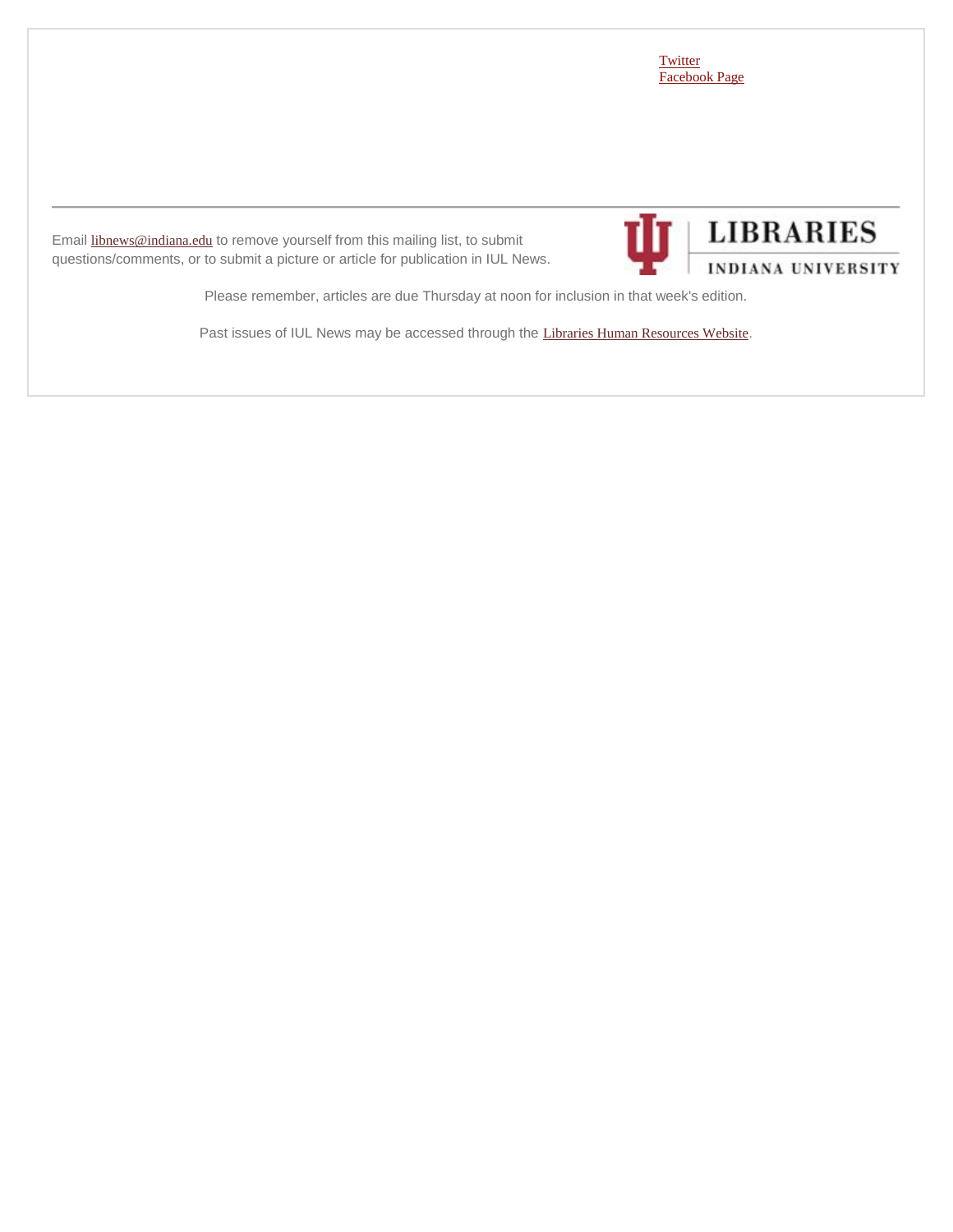Twitter
Facebook Page

---

Email libnews@indiana.edu to remove yourself from this mailing list, to submit questions/comments, or to submit a picture or article for publication in IUL News.

LIBRARIES
INDIANA UNIVERSITY

Please remember, articles are due Thursday at noon for inclusion in that week's edition.

Past issues of IUL News may be accessed through the Libraries Human Resources Website.